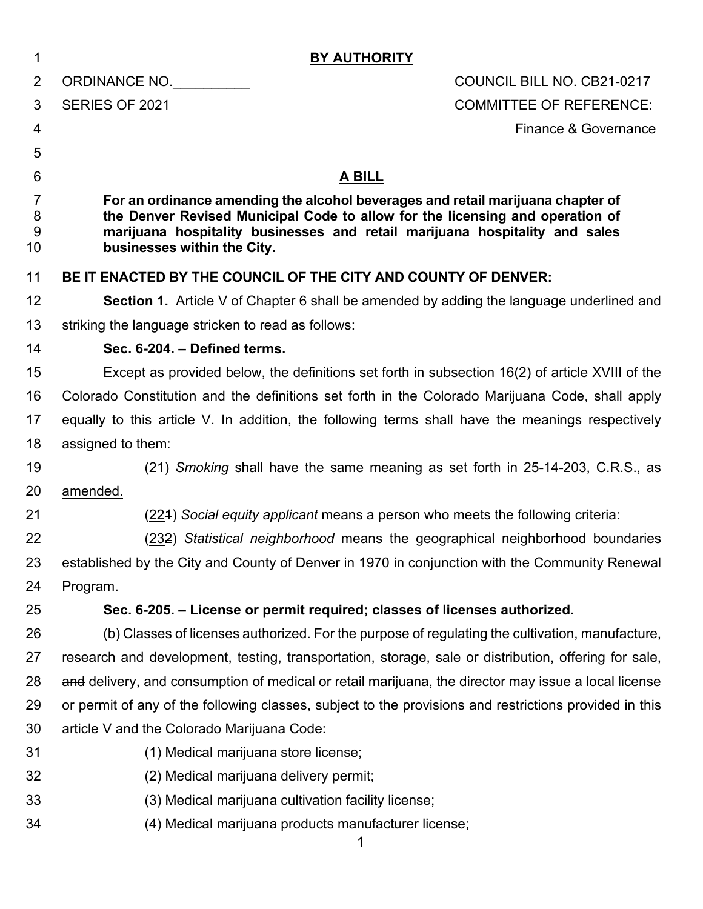**BY AUTHORITY**

ORDINANCE NO.__________ COUNCIL BILL NO. CB21-0217

SERIES OF 2021 COMMITTEE OF REFERENCE:

Finance & Governance

## A BILL

**For an ordinance amending the alcohol beverages and retail marijuana chapter of the Denver Revised Municipal Code to allow for the licensing and operation of marijuana hospitality businesses and retail marijuana hospitality and sales businesses within the City.**

**BE IT ENACTED BY THE COUNCIL OF THE CITY AND COUNTY OF DENVER:**

**Section 1.** Article V of Chapter 6 shall be amended by adding the language underlined and striking the language stricken to read as follows:

**Sec. 6-204. – Defined terms.**

Except as provided below, the definitions set forth in subsection 16(2) of article XVIII of the Colorado Constitution and the definitions set forth in the Colorado Marijuana Code, shall apply equally to this article V. In addition, the following terms shall have the meanings respectively assigned to them:

<u>(21) *Smoking* shall have the same meaning as set forth in 25-14-203, C.R.S., as amended.</u>

(<u>22</u>~~1~~) *Social equity applicant* means a person who meets the following criteria:

(<u>23</u>~~2~~) *Statistical neighborhood* means the geographical neighborhood boundaries established by the City and County of Denver in 1970 in conjunction with the Community Renewal Program.

**Sec. 6-205. – License or permit required; classes of licenses authorized.**

(b) Classes of licenses authorized. For the purpose of regulating the cultivation, manufacture, research and development, testing, transportation, storage, sale or distribution, offering for sale, ~~and~~ delivery<u>, and consumption</u> of medical or retail marijuana, the director may issue a local license or permit of any of the following classes, subject to the provisions and restrictions provided in this article V and the Colorado Marijuana Code:

(1) Medical marijuana store license;

(2) Medical marijuana delivery permit;

(3) Medical marijuana cultivation facility license;

(4) Medical marijuana products manufacturer license;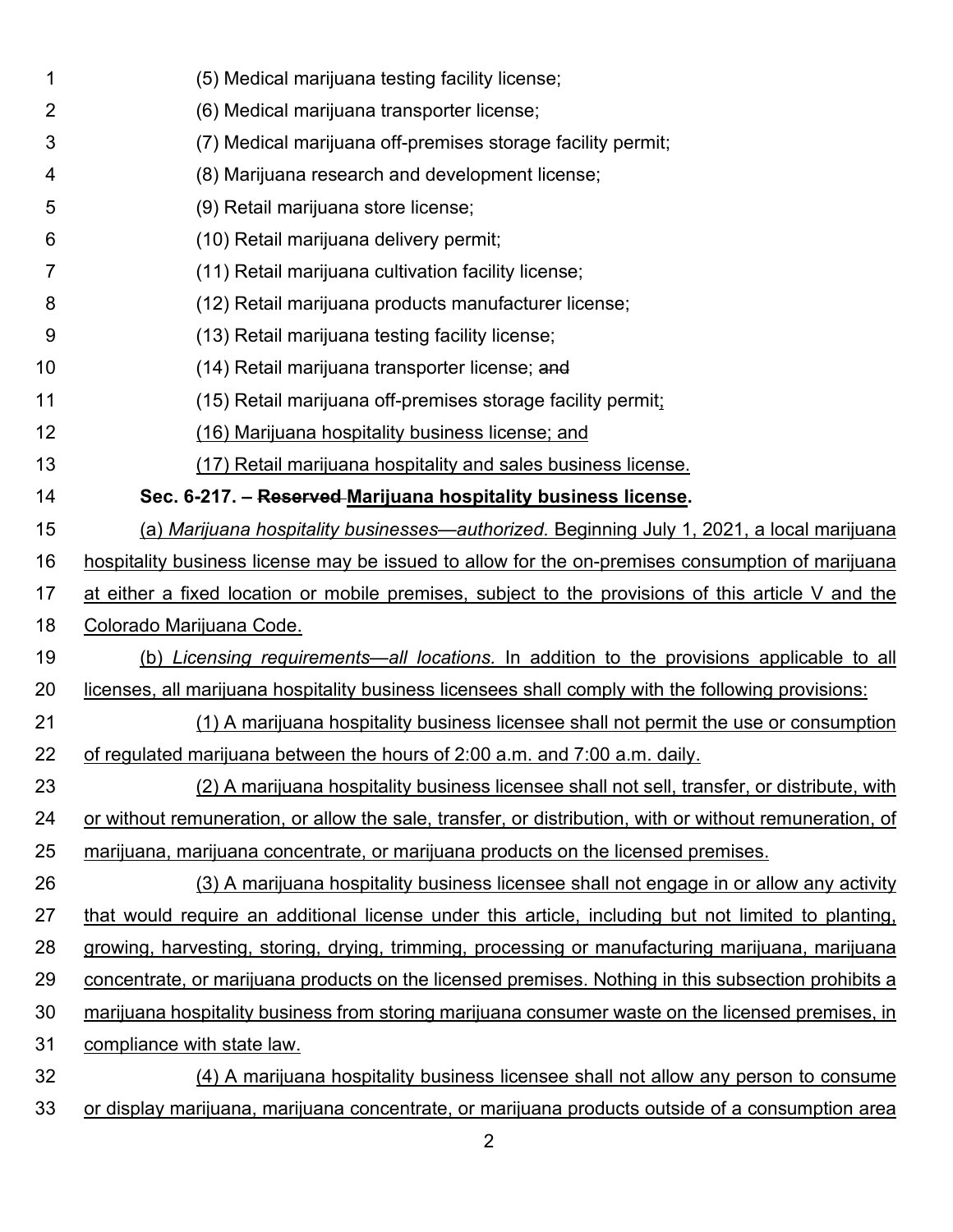(5) Medical marijuana testing facility license;

(6) Medical marijuana transporter license;

(7) Medical marijuana off-premises storage facility permit;

(8) Marijuana research and development license;

(9) Retail marijuana store license;

(10) Retail marijuana delivery permit;

(11) Retail marijuana cultivation facility license;

(12) Retail marijuana products manufacturer license;

(13) Retail marijuana testing facility license;

(14) Retail marijuana transporter license; ~~and~~

(15) Retail marijuana off-premises storage facility permit;

(16) Marijuana hospitality business license; and

(17) Retail marijuana hospitality and sales business license.

**Sec. 6-217. – ~~Reserved~~ Marijuana hospitality business license.**

(a) *Marijuana hospitality businesses—authorized.* Beginning July 1, 2021, a local marijuana hospitality business license may be issued to allow for the on-premises consumption of marijuana at either a fixed location or mobile premises, subject to the provisions of this article V and the Colorado Marijuana Code.

(b) *Licensing requirements—all locations.* In addition to the provisions applicable to all licenses, all marijuana hospitality business licensees shall comply with the following provisions:

(1) A marijuana hospitality business licensee shall not permit the use or consumption of regulated marijuana between the hours of 2:00 a.m. and 7:00 a.m. daily.

(2) A marijuana hospitality business licensee shall not sell, transfer, or distribute, with or without remuneration, or allow the sale, transfer, or distribution, with or without remuneration, of marijuana, marijuana concentrate, or marijuana products on the licensed premises.

(3) A marijuana hospitality business licensee shall not engage in or allow any activity that would require an additional license under this article, including but not limited to planting, growing, harvesting, storing, drying, trimming, processing or manufacturing marijuana, marijuana concentrate, or marijuana products on the licensed premises. Nothing in this subsection prohibits a marijuana hospitality business from storing marijuana consumer waste on the licensed premises, in compliance with state law.

(4) A marijuana hospitality business licensee shall not allow any person to consume or display marijuana, marijuana concentrate, or marijuana products outside of a consumption area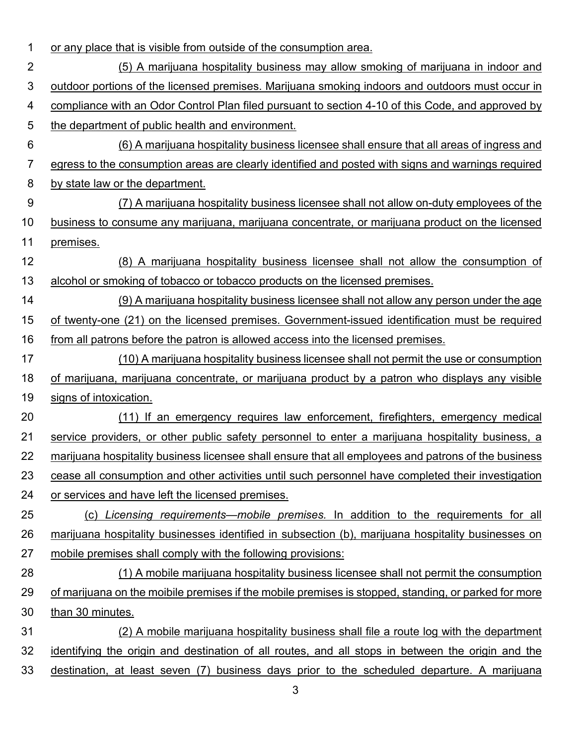or any place that is visible from outside of the consumption area.

(5) A marijuana hospitality business may allow smoking of marijuana in indoor and outdoor portions of the licensed premises. Marijuana smoking indoors and outdoors must occur in compliance with an Odor Control Plan filed pursuant to section 4-10 of this Code, and approved by the department of public health and environment.

(6) A marijuana hospitality business licensee shall ensure that all areas of ingress and egress to the consumption areas are clearly identified and posted with signs and warnings required by state law or the department.

(7) A marijuana hospitality business licensee shall not allow on-duty employees of the business to consume any marijuana, marijuana concentrate, or marijuana product on the licensed premises.

(8) A marijuana hospitality business licensee shall not allow the consumption of alcohol or smoking of tobacco or tobacco products on the licensed premises.

(9) A marijuana hospitality business licensee shall not allow any person under the age of twenty-one (21) on the licensed premises. Government-issued identification must be required from all patrons before the patron is allowed access into the licensed premises.

(10) A marijuana hospitality business licensee shall not permit the use or consumption of marijuana, marijuana concentrate, or marijuana product by a patron who displays any visible signs of intoxication.

(11) If an emergency requires law enforcement, firefighters, emergency medical service providers, or other public safety personnel to enter a marijuana hospitality business, a marijuana hospitality business licensee shall ensure that all employees and patrons of the business cease all consumption and other activities until such personnel have completed their investigation or services and have left the licensed premises.

(c) *Licensing requirements—mobile premises.* In addition to the requirements for all marijuana hospitality businesses identified in subsection (b), marijuana hospitality businesses on mobile premises shall comply with the following provisions:

(1) A mobile marijuana hospitality business licensee shall not permit the consumption of marijuana on the moibile premises if the mobile premises is stopped, standing, or parked for more than 30 minutes.

(2) A mobile marijuana hospitality business shall file a route log with the department identifying the origin and destination of all routes, and all stops in between the origin and the destination, at least seven (7) business days prior to the scheduled departure. A marijuana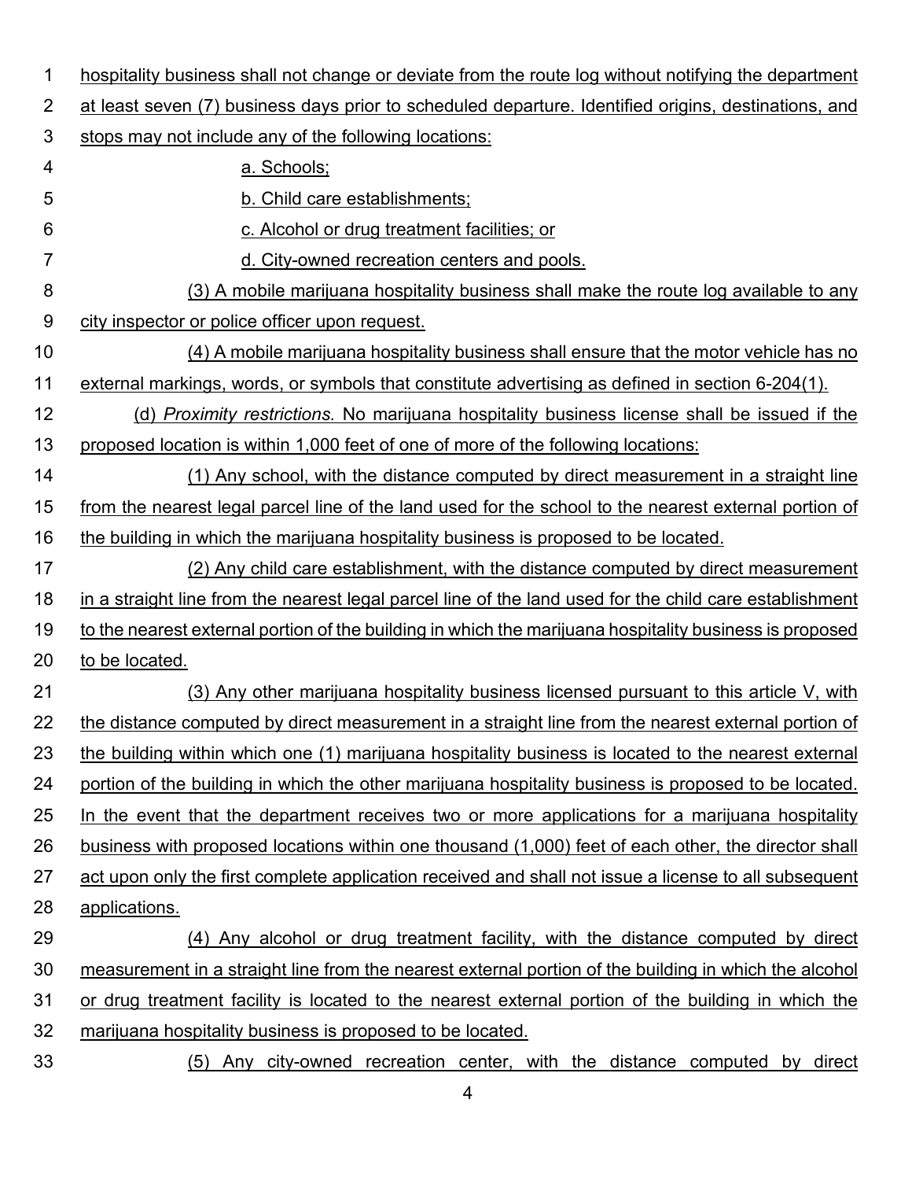hospitality business shall not change or deviate from the route log without notifying the department at least seven (7) business days prior to scheduled departure. Identified origins, destinations, and stops may not include any of the following locations:

a. Schools;

b. Child care establishments;

c. Alcohol or drug treatment facilities; or

d. City-owned recreation centers and pools.

(3) A mobile marijuana hospitality business shall make the route log available to any city inspector or police officer upon request.

(4) A mobile marijuana hospitality business shall ensure that the motor vehicle has no external markings, words, or symbols that constitute advertising as defined in section 6-204(1).

(d) *Proximity restrictions.* No marijuana hospitality business license shall be issued if the proposed location is within 1,000 feet of one of more of the following locations:

(1) Any school, with the distance computed by direct measurement in a straight line from the nearest legal parcel line of the land used for the school to the nearest external portion of the building in which the marijuana hospitality business is proposed to be located.

(2) Any child care establishment, with the distance computed by direct measurement in a straight line from the nearest legal parcel line of the land used for the child care establishment to the nearest external portion of the building in which the marijuana hospitality business is proposed to be located.

(3) Any other marijuana hospitality business licensed pursuant to this article V, with the distance computed by direct measurement in a straight line from the nearest external portion of the building within which one (1) marijuana hospitality business is located to the nearest external portion of the building in which the other marijuana hospitality business is proposed to be located. In the event that the department receives two or more applications for a marijuana hospitality business with proposed locations within one thousand (1,000) feet of each other, the director shall act upon only the first complete application received and shall not issue a license to all subsequent applications.

(4) Any alcohol or drug treatment facility, with the distance computed by direct measurement in a straight line from the nearest external portion of the building in which the alcohol or drug treatment facility is located to the nearest external portion of the building in which the marijuana hospitality business is proposed to be located.

(5) Any city-owned recreation center, with the distance computed by direct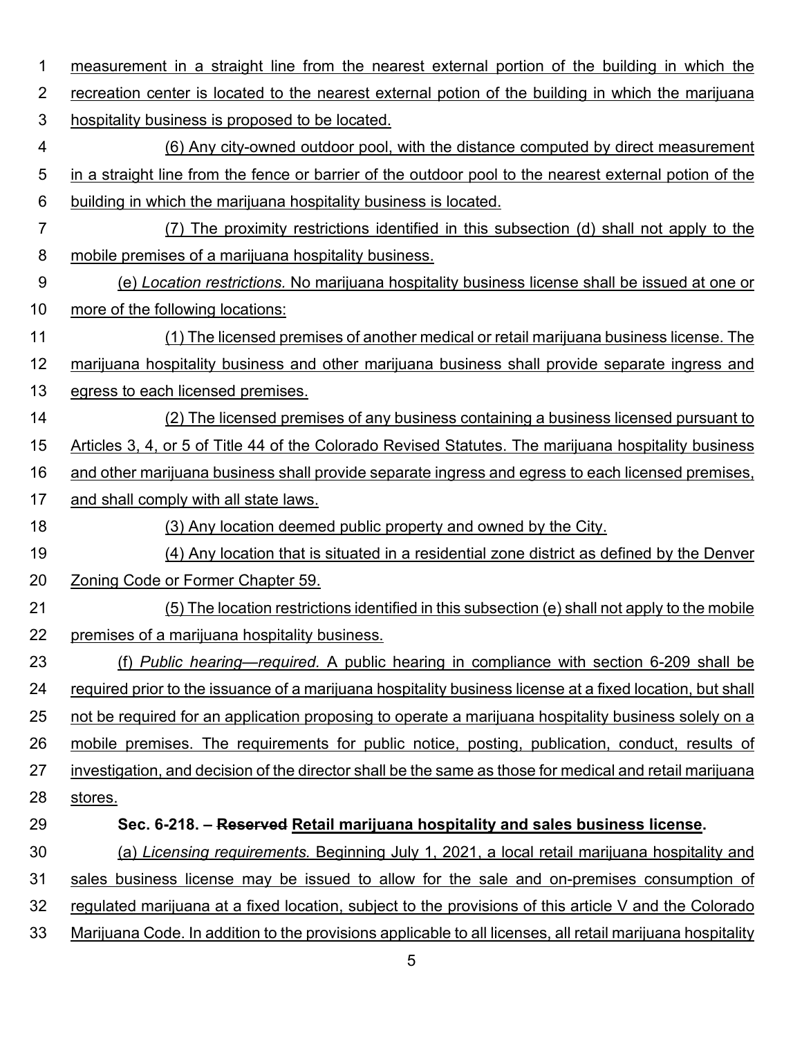measurement in a straight line from the nearest external portion of the building in which the recreation center is located to the nearest external potion of the building in which the marijuana hospitality business is proposed to be located.

(6) Any city-owned outdoor pool, with the distance computed by direct measurement in a straight line from the fence or barrier of the outdoor pool to the nearest external potion of the building in which the marijuana hospitality business is located.

(7) The proximity restrictions identified in this subsection (d) shall not apply to the mobile premises of a marijuana hospitality business.

(e) *Location restrictions.* No marijuana hospitality business license shall be issued at one or more of the following locations:

(1) The licensed premises of another medical or retail marijuana business license. The marijuana hospitality business and other marijuana business shall provide separate ingress and egress to each licensed premises.

(2) The licensed premises of any business containing a business licensed pursuant to Articles 3, 4, or 5 of Title 44 of the Colorado Revised Statutes. The marijuana hospitality business and other marijuana business shall provide separate ingress and egress to each licensed premises, and shall comply with all state laws.

(3) Any location deemed public property and owned by the City.

(4) Any location that is situated in a residential zone district as defined by the Denver Zoning Code or Former Chapter 59.

(5) The location restrictions identified in this subsection (e) shall not apply to the mobile premises of a marijuana hospitality business.

(f) *Public hearing—required.* A public hearing in compliance with section 6-209 shall be required prior to the issuance of a marijuana hospitality business license at a fixed location, but shall not be required for an application proposing to operate a marijuana hospitality business solely on a mobile premises. The requirements for public notice, posting, publication, conduct, results of investigation, and decision of the director shall be the same as those for medical and retail marijuana stores.

**Sec. 6-218. – ~~Reserved~~ Retail marijuana hospitality and sales business license.**

(a) *Licensing requirements.* Beginning July 1, 2021, a local retail marijuana hospitality and sales business license may be issued to allow for the sale and on-premises consumption of regulated marijuana at a fixed location, subject to the provisions of this article V and the Colorado Marijuana Code. In addition to the provisions applicable to all licenses, all retail marijuana hospitality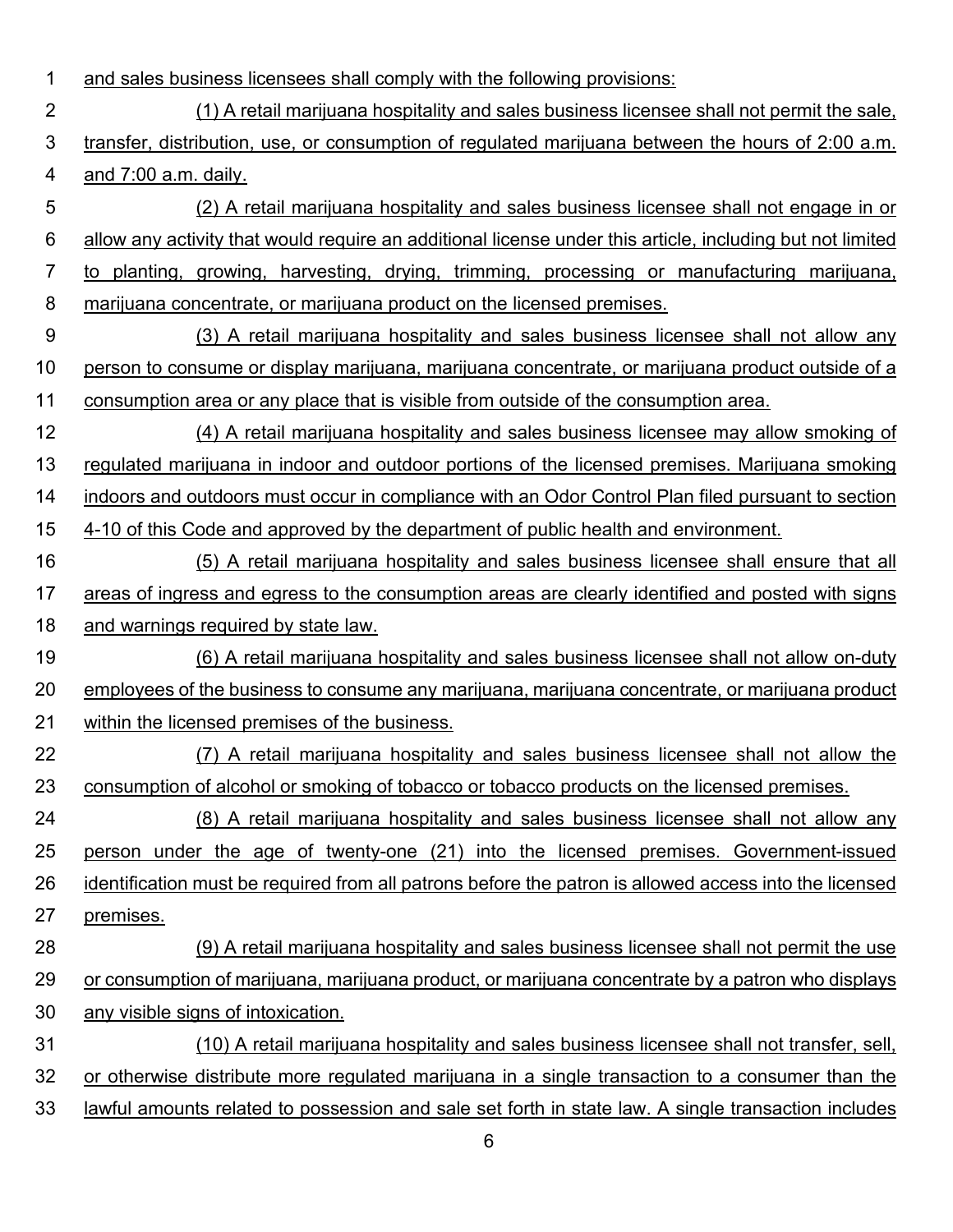and sales business licensees shall comply with the following provisions:

(1) A retail marijuana hospitality and sales business licensee shall not permit the sale, transfer, distribution, use, or consumption of regulated marijuana between the hours of 2:00 a.m. and 7:00 a.m. daily.

(2) A retail marijuana hospitality and sales business licensee shall not engage in or allow any activity that would require an additional license under this article, including but not limited to planting, growing, harvesting, drying, trimming, processing or manufacturing marijuana, marijuana concentrate, or marijuana product on the licensed premises.

(3) A retail marijuana hospitality and sales business licensee shall not allow any person to consume or display marijuana, marijuana concentrate, or marijuana product outside of a consumption area or any place that is visible from outside of the consumption area.

(4) A retail marijuana hospitality and sales business licensee may allow smoking of regulated marijuana in indoor and outdoor portions of the licensed premises. Marijuana smoking indoors and outdoors must occur in compliance with an Odor Control Plan filed pursuant to section 4-10 of this Code and approved by the department of public health and environment.

(5) A retail marijuana hospitality and sales business licensee shall ensure that all areas of ingress and egress to the consumption areas are clearly identified and posted with signs and warnings required by state law.

(6) A retail marijuana hospitality and sales business licensee shall not allow on-duty employees of the business to consume any marijuana, marijuana concentrate, or marijuana product within the licensed premises of the business.

(7) A retail marijuana hospitality and sales business licensee shall not allow the consumption of alcohol or smoking of tobacco or tobacco products on the licensed premises.

(8) A retail marijuana hospitality and sales business licensee shall not allow any person under the age of twenty-one (21) into the licensed premises. Government-issued identification must be required from all patrons before the patron is allowed access into the licensed premises.

(9) A retail marijuana hospitality and sales business licensee shall not permit the use or consumption of marijuana, marijuana product, or marijuana concentrate by a patron who displays any visible signs of intoxication.

(10) A retail marijuana hospitality and sales business licensee shall not transfer, sell, or otherwise distribute more regulated marijuana in a single transaction to a consumer than the lawful amounts related to possession and sale set forth in state law. A single transaction includes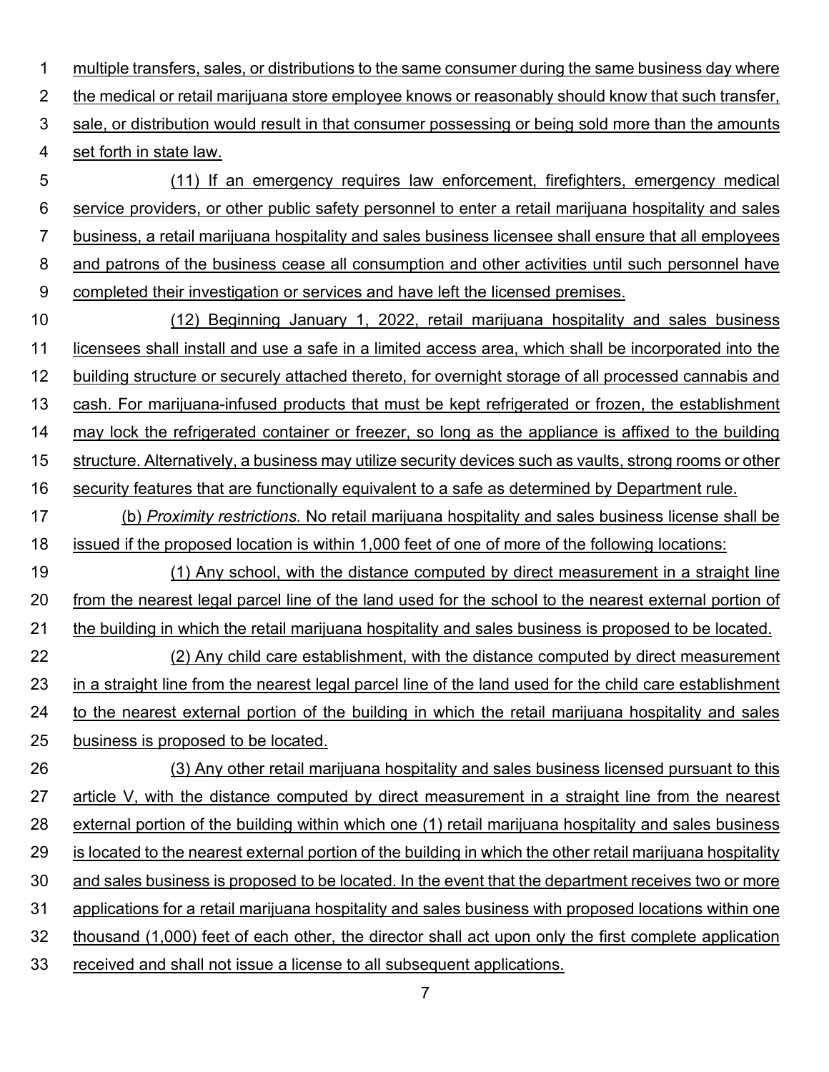multiple transfers, sales, or distributions to the same consumer during the same business day where the medical or retail marijuana store employee knows or reasonably should know that such transfer, sale, or distribution would result in that consumer possessing or being sold more than the amounts set forth in state law.

(11) If an emergency requires law enforcement, firefighters, emergency medical service providers, or other public safety personnel to enter a retail marijuana hospitality and sales business, a retail marijuana hospitality and sales business licensee shall ensure that all employees and patrons of the business cease all consumption and other activities until such personnel have completed their investigation or services and have left the licensed premises.

(12) Beginning January 1, 2022, retail marijuana hospitality and sales business licensees shall install and use a safe in a limited access area, which shall be incorporated into the building structure or securely attached thereto, for overnight storage of all processed cannabis and cash. For marijuana-infused products that must be kept refrigerated or frozen, the establishment may lock the refrigerated container or freezer, so long as the appliance is affixed to the building structure. Alternatively, a business may utilize security devices such as vaults, strong rooms or other security features that are functionally equivalent to a safe as determined by Department rule.

(b) *Proximity restrictions.* No retail marijuana hospitality and sales business license shall be issued if the proposed location is within 1,000 feet of one of more of the following locations:

(1) Any school, with the distance computed by direct measurement in a straight line from the nearest legal parcel line of the land used for the school to the nearest external portion of the building in which the retail marijuana hospitality and sales business is proposed to be located.

(2) Any child care establishment, with the distance computed by direct measurement in a straight line from the nearest legal parcel line of the land used for the child care establishment to the nearest external portion of the building in which the retail marijuana hospitality and sales business is proposed to be located.

(3) Any other retail marijuana hospitality and sales business licensed pursuant to this article V, with the distance computed by direct measurement in a straight line from the nearest external portion of the building within which one (1) retail marijuana hospitality and sales business is located to the nearest external portion of the building in which the other retail marijuana hospitality and sales business is proposed to be located. In the event that the department receives two or more applications for a retail marijuana hospitality and sales business with proposed locations within one thousand (1,000) feet of each other, the director shall act upon only the first complete application received and shall not issue a license to all subsequent applications.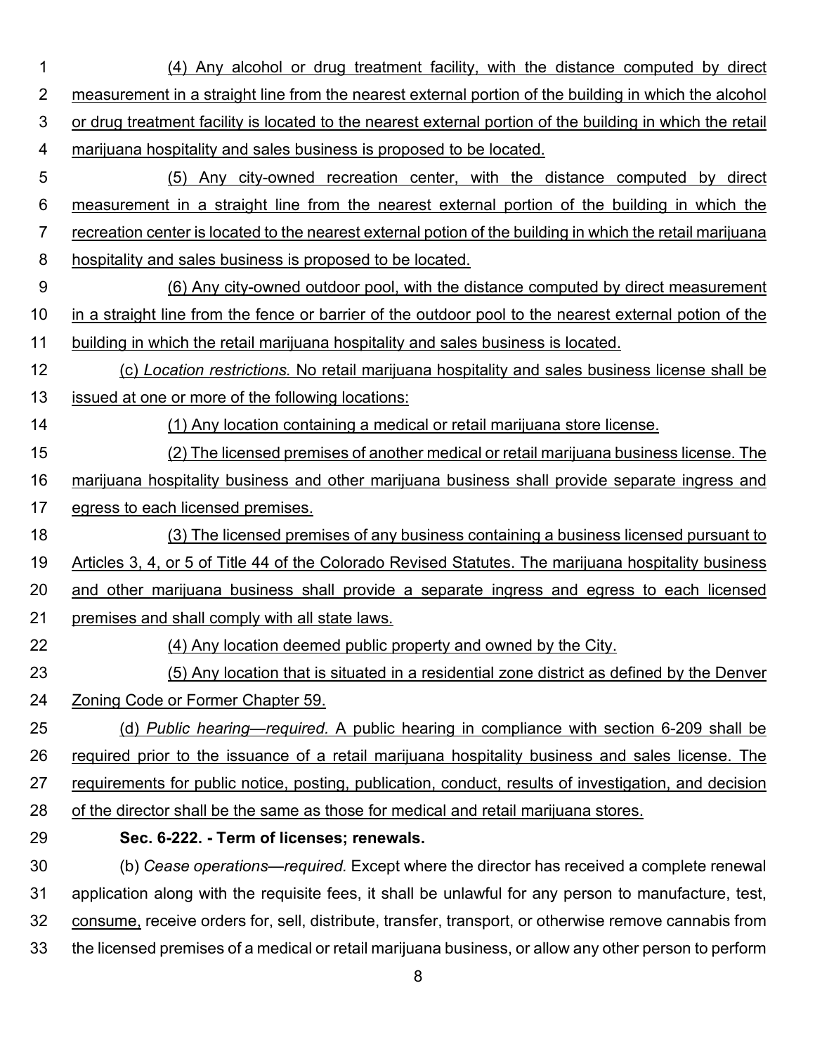(4) Any alcohol or drug treatment facility, with the distance computed by direct measurement in a straight line from the nearest external portion of the building in which the alcohol or drug treatment facility is located to the nearest external portion of the building in which the retail marijuana hospitality and sales business is proposed to be located.

(5) Any city-owned recreation center, with the distance computed by direct measurement in a straight line from the nearest external portion of the building in which the recreation center is located to the nearest external potion of the building in which the retail marijuana hospitality and sales business is proposed to be located.

(6) Any city-owned outdoor pool, with the distance computed by direct measurement in a straight line from the fence or barrier of the outdoor pool to the nearest external potion of the building in which the retail marijuana hospitality and sales business is located.

(c) *Location restrictions.* No retail marijuana hospitality and sales business license shall be issued at one or more of the following locations:

(1) Any location containing a medical or retail marijuana store license.

(2) The licensed premises of another medical or retail marijuana business license. The marijuana hospitality business and other marijuana business shall provide separate ingress and egress to each licensed premises.

(3) The licensed premises of any business containing a business licensed pursuant to Articles 3, 4, or 5 of Title 44 of the Colorado Revised Statutes. The marijuana hospitality business and other marijuana business shall provide a separate ingress and egress to each licensed premises and shall comply with all state laws.

(4) Any location deemed public property and owned by the City.

(5) Any location that is situated in a residential zone district as defined by the Denver Zoning Code or Former Chapter 59.

(d) *Public hearing—required.* A public hearing in compliance with section 6-209 shall be required prior to the issuance of a retail marijuana hospitality business and sales license. The requirements for public notice, posting, publication, conduct, results of investigation, and decision of the director shall be the same as those for medical and retail marijuana stores.

**Sec. 6-222. - Term of licenses; renewals.**

(b) *Cease operations—required.* Except where the director has received a complete renewal application along with the requisite fees, it shall be unlawful for any person to manufacture, test, consume, receive orders for, sell, distribute, transfer, transport, or otherwise remove cannabis from the licensed premises of a medical or retail marijuana business, or allow any other person to perform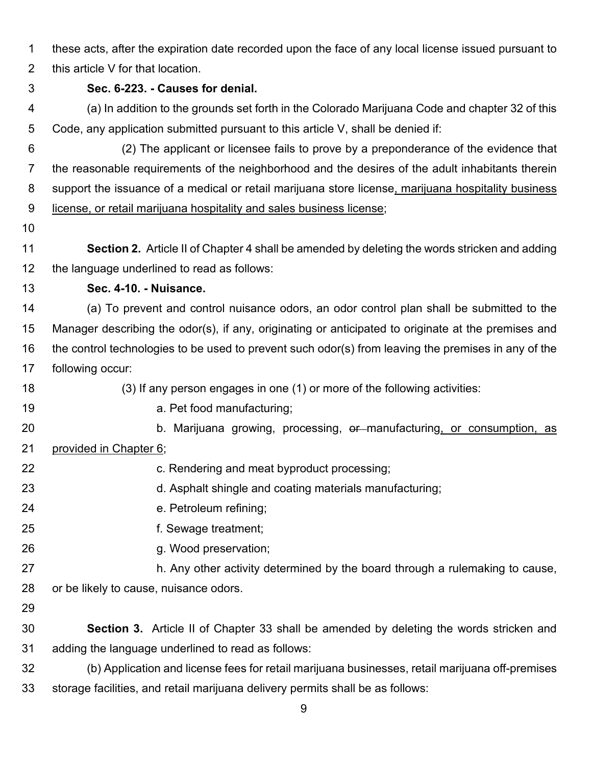these acts, after the expiration date recorded upon the face of any local license issued pursuant to this article V for that location.

**Sec. 6-223. - Causes for denial.**

(a) In addition to the grounds set forth in the Colorado Marijuana Code and chapter 32 of this Code, any application submitted pursuant to this article V, shall be denied if:

(2) The applicant or licensee fails to prove by a preponderance of the evidence that the reasonable requirements of the neighborhood and the desires of the adult inhabitants therein support the issuance of a medical or retail marijuana store license<u>, marijuana hospitality business license, or retail marijuana hospitality and sales business license</u>;

**Section 2.** Article II of Chapter 4 shall be amended by deleting the words stricken and adding the language underlined to read as follows:

**Sec. 4-10. - Nuisance.**

(a) To prevent and control nuisance odors, an odor control plan shall be submitted to the Manager describing the odor(s), if any, originating or anticipated to originate at the premises and the control technologies to be used to prevent such odor(s) from leaving the premises in any of the following occur:

(3) If any person engages in one (1) or more of the following activities:

a. Pet food manufacturing;

b. Marijuana growing, processing, ~~or~~ manufacturing<u>, or consumption, as provided in Chapter 6</u>;

c. Rendering and meat byproduct processing;

d. Asphalt shingle and coating materials manufacturing;

e. Petroleum refining;

f. Sewage treatment;

g. Wood preservation;

h. Any other activity determined by the board through a rulemaking to cause, or be likely to cause, nuisance odors.

**Section 3.** Article II of Chapter 33 shall be amended by deleting the words stricken and adding the language underlined to read as follows:

(b) Application and license fees for retail marijuana businesses, retail marijuana off-premises storage facilities, and retail marijuana delivery permits shall be as follows: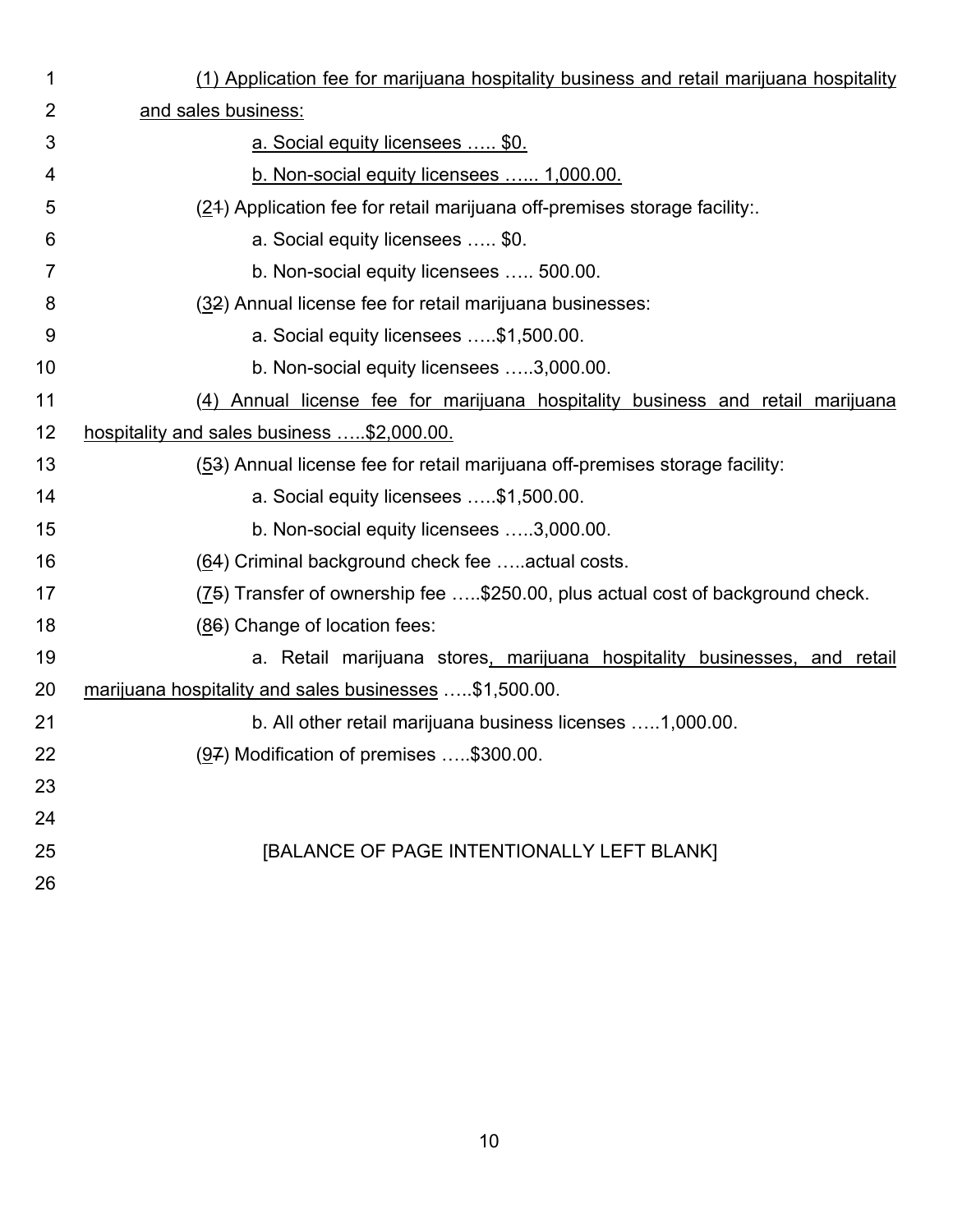(1) Application fee for marijuana hospitality business and retail marijuana hospitality and sales business:

a. Social equity licensees ….. $0.

b. Non-social equity licensees …... 1,000.00.

(21) Application fee for retail marijuana off-premises storage facility:.

a. Social equity licensees ….. $0.

b. Non-social equity licensees ….. 500.00.

(32) Annual license fee for retail marijuana businesses:

a. Social equity licensees …..$1,500.00.

b. Non-social equity licensees …..3,000.00.

(4) Annual license fee for marijuana hospitality business and retail marijuana hospitality and sales business …..$2,000.00.

(53) Annual license fee for retail marijuana off-premises storage facility:

a. Social equity licensees …..$1,500.00.

b. Non-social equity licensees …..3,000.00.

(64) Criminal background check fee …..actual costs.

(75) Transfer of ownership fee …..$250.00, plus actual cost of background check.

(86) Change of location fees:

a. Retail marijuana stores, marijuana hospitality businesses, and retail marijuana hospitality and sales businesses …..$1,500.00.

b. All other retail marijuana business licenses …..1,000.00.

(97) Modification of premises …..$300.00.

[BALANCE OF PAGE INTENTIONALLY LEFT BLANK]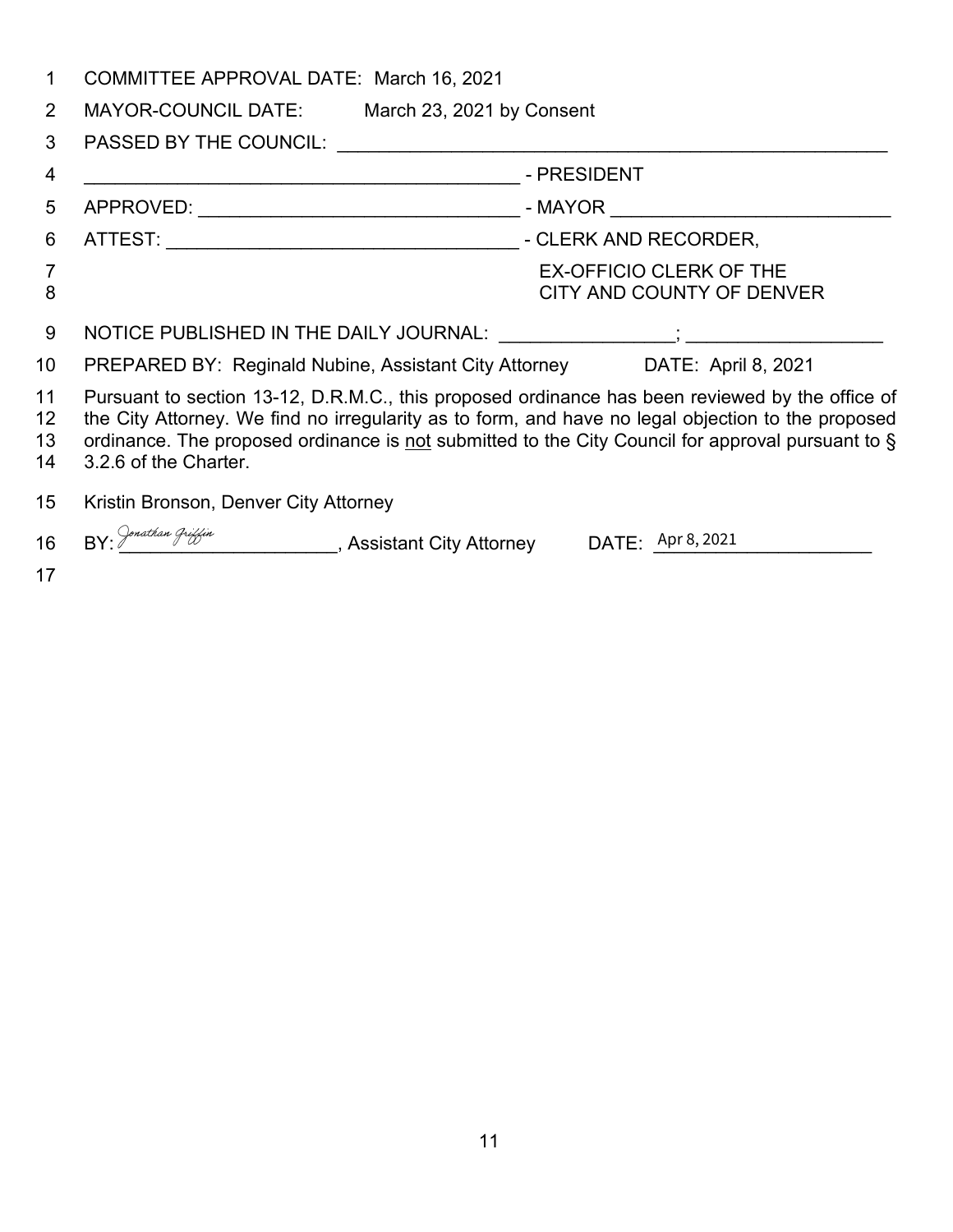COMMITTEE APPROVAL DATE: March 16, 2021

MAYOR-COUNCIL DATE: March 23, 2021 by Consent

PASSED BY THE COUNCIL: ________________________________________________________

__________________________________________ - PRESIDENT

APPROVED: ______________________________ - MAYOR ___________________________

ATTEST: __________________________________ - CLERK AND RECORDER,
EX-OFFICIO CLERK OF THE
CITY AND COUNTY OF DENVER

NOTICE PUBLISHED IN THE DAILY JOURNAL: ________________; ___________________

PREPARED BY: Reginald Nubine, Assistant City Attorney DATE: April 8, 2021

Pursuant to section 13-12, D.R.M.C., this proposed ordinance has been reviewed by the office of the City Attorney. We find no irregularity as to form, and have no legal objection to the proposed ordinance. The proposed ordinance is not submitted to the City Council for approval pursuant to § 3.2.6 of the Charter.

Kristin Bronson, Denver City Attorney

BY: Jonathan Griffin, Assistant City Attorney DATE: Apr 8, 2021